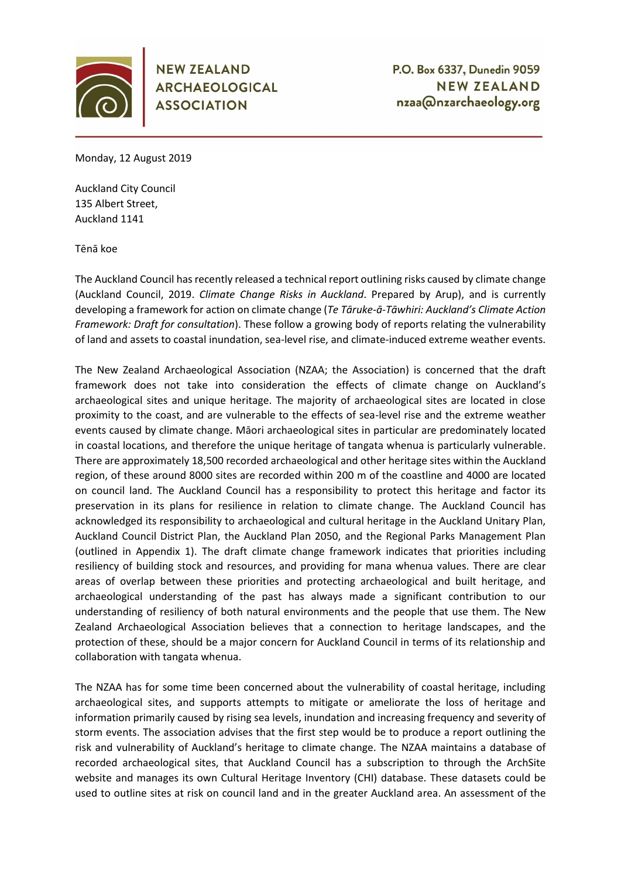**NEW ZEALAND ARCHAEOLOGICAL ASSOCIATION**

P.O. Box 6337, Dunedin 9059
NEW ZEALAND
nzaa@nzarchaeology.org

Monday, 12 August 2019

Auckland City Council
135 Albert Street,
Auckland 1141

Tēnā koe

The Auckland Council has recently released a technical report outlining risks caused by climate change (Auckland Council, 2019. *Climate Change Risks in Auckland*. Prepared by Arup), and is currently developing a framework for action on climate change (*Te Tāruke-ā-Tāwhiri: Auckland's Climate Action Framework: Draft for consultation*). These follow a growing body of reports relating the vulnerability of land and assets to coastal inundation, sea-level rise, and climate-induced extreme weather events.

The New Zealand Archaeological Association (NZAA; the Association) is concerned that the draft framework does not take into consideration the effects of climate change on Auckland's archaeological sites and unique heritage. The majority of archaeological sites are located in close proximity to the coast, and are vulnerable to the effects of sea-level rise and the extreme weather events caused by climate change. Māori archaeological sites in particular are predominately located in coastal locations, and therefore the unique heritage of tangata whenua is particularly vulnerable. There are approximately 18,500 recorded archaeological and other heritage sites within the Auckland region, of these around 8000 sites are recorded within 200 m of the coastline and 4000 are located on council land. The Auckland Council has a responsibility to protect this heritage and factor its preservation in its plans for resilience in relation to climate change. The Auckland Council has acknowledged its responsibility to archaeological and cultural heritage in the Auckland Unitary Plan, Auckland Council District Plan, the Auckland Plan 2050, and the Regional Parks Management Plan (outlined in Appendix 1). The draft climate change framework indicates that priorities including resiliency of building stock and resources, and providing for mana whenua values. There are clear areas of overlap between these priorities and protecting archaeological and built heritage, and archaeological understanding of the past has always made a significant contribution to our understanding of resiliency of both natural environments and the people that use them. The New Zealand Archaeological Association believes that a connection to heritage landscapes, and the protection of these, should be a major concern for Auckland Council in terms of its relationship and collaboration with tangata whenua.

The NZAA has for some time been concerned about the vulnerability of coastal heritage, including archaeological sites, and supports attempts to mitigate or ameliorate the loss of heritage and information primarily caused by rising sea levels, inundation and increasing frequency and severity of storm events. The association advises that the first step would be to produce a report outlining the risk and vulnerability of Auckland's heritage to climate change. The NZAA maintains a database of recorded archaeological sites, that Auckland Council has a subscription to through the ArchSite website and manages its own Cultural Heritage Inventory (CHI) database. These datasets could be used to outline sites at risk on council land and in the greater Auckland area. An assessment of the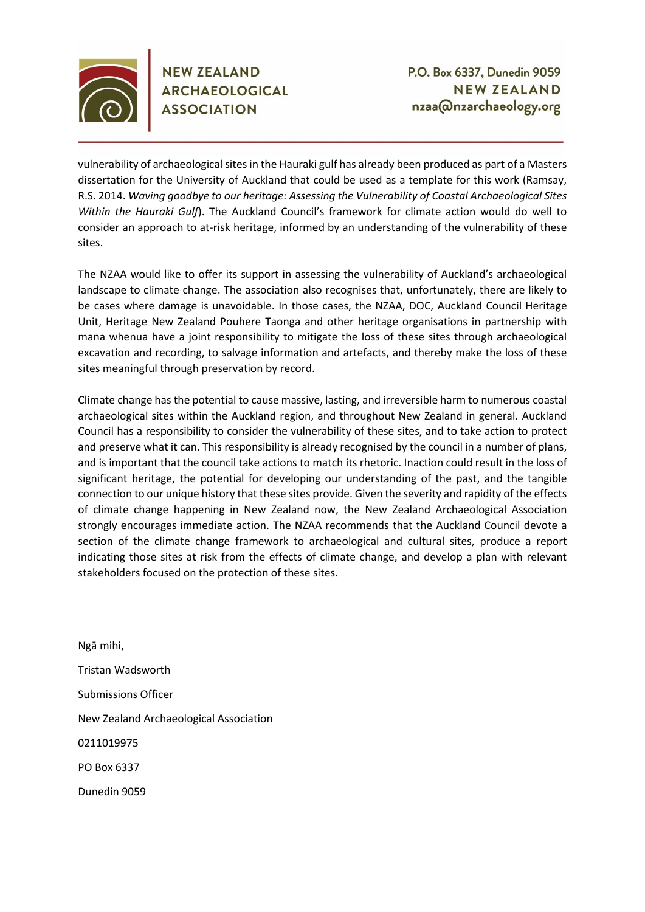vulnerability of archaeological sites in the Hauraki gulf has already been produced as part of a Masters dissertation for the University of Auckland that could be used as a template for this work (Ramsay, R.S. 2014. *Waving goodbye to our heritage: Assessing the Vulnerability of Coastal Archaeological Sites Within the Hauraki Gulf*). The Auckland Council's framework for climate action would do well to consider an approach to at-risk heritage, informed by an understanding of the vulnerability of these sites.

The NZAA would like to offer its support in assessing the vulnerability of Auckland's archaeological landscape to climate change. The association also recognises that, unfortunately, there are likely to be cases where damage is unavoidable. In those cases, the NZAA, DOC, Auckland Council Heritage Unit, Heritage New Zealand Pouhere Taonga and other heritage organisations in partnership with mana whenua have a joint responsibility to mitigate the loss of these sites through archaeological excavation and recording, to salvage information and artefacts, and thereby make the loss of these sites meaningful through preservation by record.

Climate change has the potential to cause massive, lasting, and irreversible harm to numerous coastal archaeological sites within the Auckland region, and throughout New Zealand in general. Auckland Council has a responsibility to consider the vulnerability of these sites, and to take action to protect and preserve what it can. This responsibility is already recognised by the council in a number of plans, and is important that the council take actions to match its rhetoric. Inaction could result in the loss of significant heritage, the potential for developing our understanding of the past, and the tangible connection to our unique history that these sites provide. Given the severity and rapidity of the effects of climate change happening in New Zealand now, the New Zealand Archaeological Association strongly encourages immediate action. The NZAA recommends that the Auckland Council devote a section of the climate change framework to archaeological and cultural sites, produce a report indicating those sites at risk from the effects of climate change, and develop a plan with relevant stakeholders focused on the protection of these sites.

Ngā mihi,

Tristan Wadsworth

Submissions Officer

New Zealand Archaeological Association

0211019975

PO Box 6337

Dunedin 9059